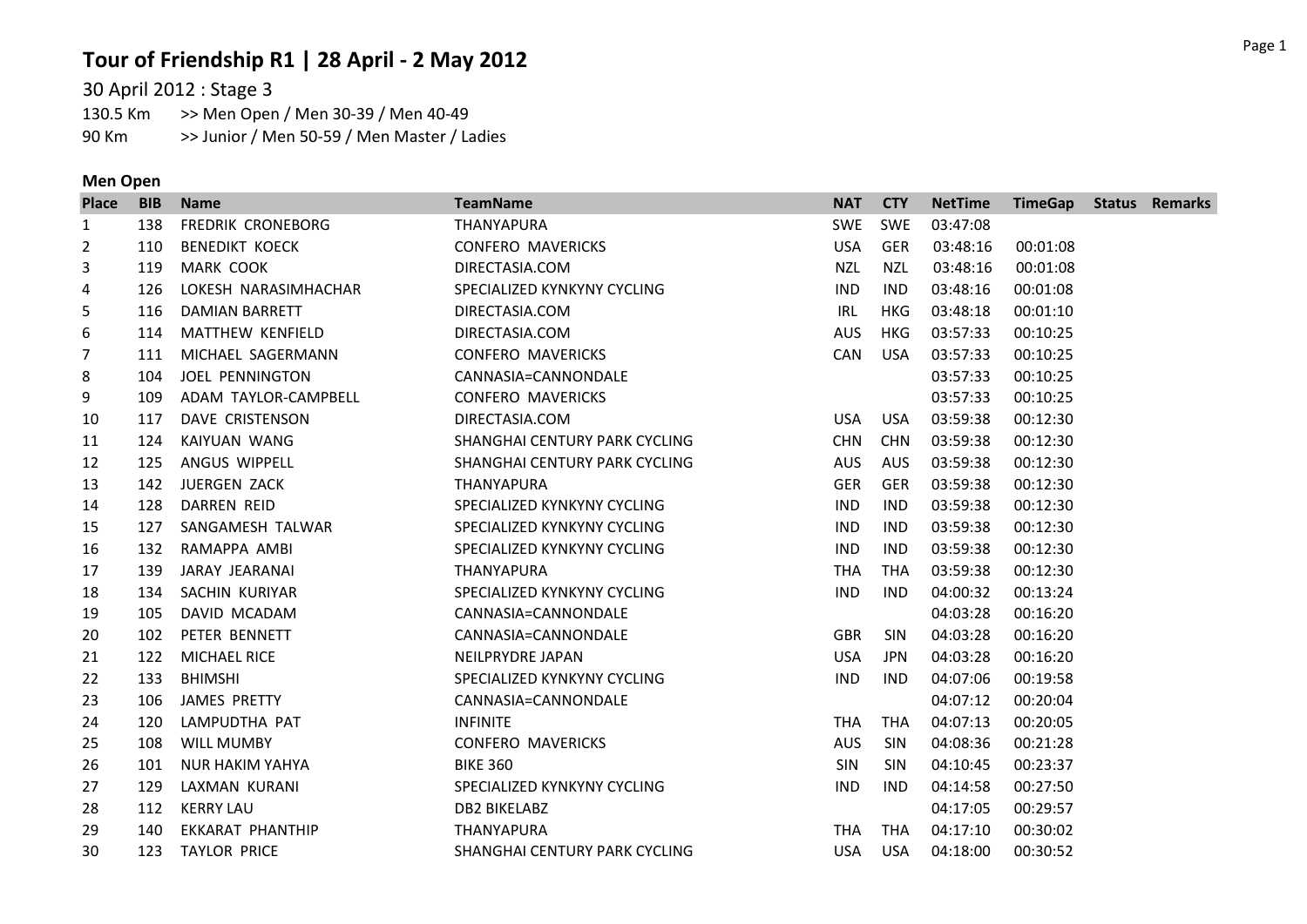# Tour of Friendship R1 | 28 April - 2 May 2012

30 April 2012 : Stage 3

130.5 Km >> Men Open / Men 30-39 / Men 40-49

90 Km >> Junior / Men 50-59 / Men Master / Ladies

### Men Open

| Place | BIB | Name | TeamName | NAT | CTY | NetTime | TimeGap | Status | Remarks |
|---|---|---|---|---|---|---|---|---|---|
| 1 | 138 | FREDRIK CRONEBORG | THANYAPURA | SWE | SWE | 03:47:08 | | | |
| 2 | 110 | BENEDIKT KOECK | CONFERO MAVERICKS | USA | GER | 03:48:16 | 00:01:08 | | |
| 3 | 119 | MARK COOK | DIRECTASIA.COM | NZL | NZL | 03:48:16 | 00:01:08 | | |
| 4 | 126 | LOKESH NARASIMHACHAR | SPECIALIZED KYNKYNY CYCLING | IND | IND | 03:48:16 | 00:01:08 | | |
| 5 | 116 | DAMIAN BARRETT | DIRECTASIA.COM | IRL | HKG | 03:48:18 | 00:01:10 | | |
| 6 | 114 | MATTHEW KENFIELD | DIRECTASIA.COM | AUS | HKG | 03:57:33 | 00:10:25 | | |
| 7 | 111 | MICHAEL SAGERMANN | CONFERO MAVERICKS | CAN | USA | 03:57:33 | 00:10:25 | | |
| 8 | 104 | JOEL PENNINGTON | CANNASIA=CANNONDALE | | | 03:57:33 | 00:10:25 | | |
| 9 | 109 | ADAM TAYLOR-CAMPBELL | CONFERO MAVERICKS | | | 03:57:33 | 00:10:25 | | |
| 10 | 117 | DAVE CRISTENSON | DIRECTASIA.COM | USA | USA | 03:59:38 | 00:12:30 | | |
| 11 | 124 | KAIYUAN WANG | SHANGHAI CENTURY PARK CYCLING | CHN | CHN | 03:59:38 | 00:12:30 | | |
| 12 | 125 | ANGUS WIPPELL | SHANGHAI CENTURY PARK CYCLING | AUS | AUS | 03:59:38 | 00:12:30 | | |
| 13 | 142 | JUERGEN ZACK | THANYAPURA | GER | GER | 03:59:38 | 00:12:30 | | |
| 14 | 128 | DARREN REID | SPECIALIZED KYNKYNY CYCLING | IND | IND | 03:59:38 | 00:12:30 | | |
| 15 | 127 | SANGAMESH TALWAR | SPECIALIZED KYNKYNY CYCLING | IND | IND | 03:59:38 | 00:12:30 | | |
| 16 | 132 | RAMAPPA AMBI | SPECIALIZED KYNKYNY CYCLING | IND | IND | 03:59:38 | 00:12:30 | | |
| 17 | 139 | JARAY JEARANAI | THANYAPURA | THA | THA | 03:59:38 | 00:12:30 | | |
| 18 | 134 | SACHIN KURIYAR | SPECIALIZED KYNKYNY CYCLING | IND | IND | 04:00:32 | 00:13:24 | | |
| 19 | 105 | DAVID MCADAM | CANNASIA=CANNONDALE | | | 04:03:28 | 00:16:20 | | |
| 20 | 102 | PETER BENNETT | CANNASIA=CANNONDALE | GBR | SIN | 04:03:28 | 00:16:20 | | |
| 21 | 122 | MICHAEL RICE | NEILPRYDRE JAPAN | USA | JPN | 04:03:28 | 00:16:20 | | |
| 22 | 133 | BHIMSHI | SPECIALIZED KYNKYNY CYCLING | IND | IND | 04:07:06 | 00:19:58 | | |
| 23 | 106 | JAMES PRETTY | CANNASIA=CANNONDALE | | | 04:07:12 | 00:20:04 | | |
| 24 | 120 | LAMPUDTHA PAT | INFINITE | THA | THA | 04:07:13 | 00:20:05 | | |
| 25 | 108 | WILL MUMBY | CONFERO MAVERICKS | AUS | SIN | 04:08:36 | 00:21:28 | | |
| 26 | 101 | NUR HAKIM YAHYA | BIKE 360 | SIN | SIN | 04:10:45 | 00:23:37 | | |
| 27 | 129 | LAXMAN KURANI | SPECIALIZED KYNKYNY CYCLING | IND | IND | 04:14:58 | 00:27:50 | | |
| 28 | 112 | KERRY LAU | DB2 BIKELABZ | | | 04:17:05 | 00:29:57 | | |
| 29 | 140 | EKKARAT PHANTHIP | THANYAPURA | THA | THA | 04:17:10 | 00:30:02 | | |
| 30 | 123 | TAYLOR PRICE | SHANGHAI CENTURY PARK CYCLING | USA | USA | 04:18:00 | 00:30:52 | | |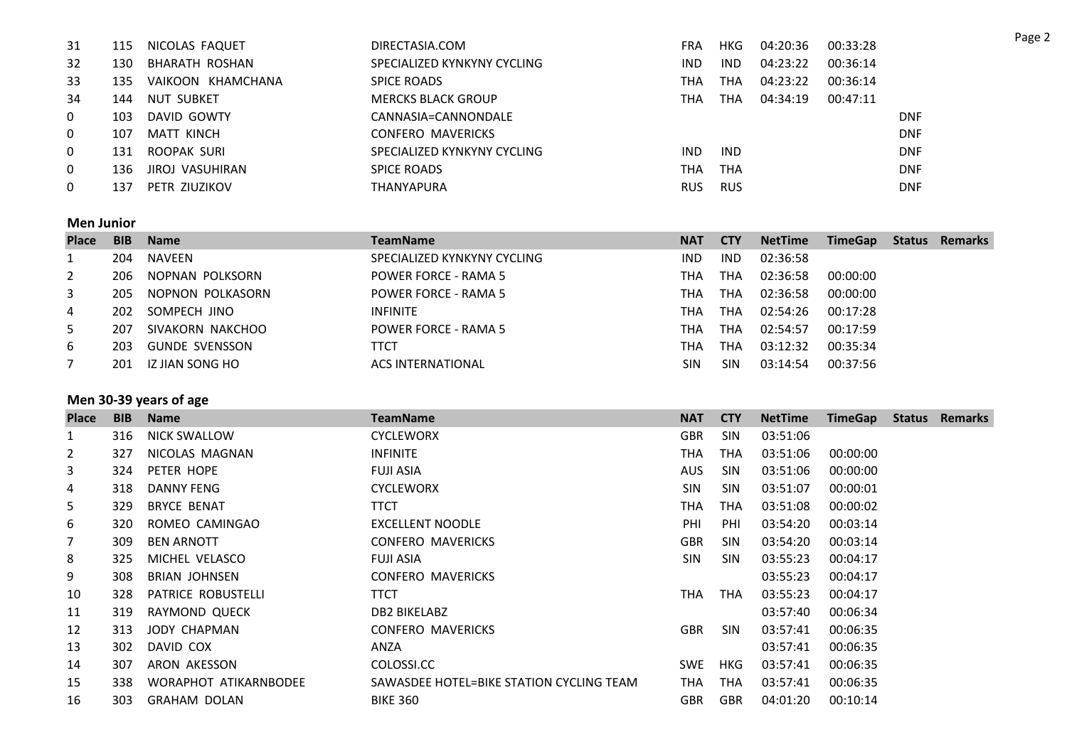| | | | | | | | | | |
|---|---|---|---|---|---|---|---|---|---|
| 31 | 115 | NICOLAS FAQUET | DIRECTASIA.COM | FRA | HKG | 04:20:36 | 00:33:28 | | |
| 32 | 130 | BHARATH ROSHAN | SPECIALIZED KYNKYNY CYCLING | IND | IND | 04:23:22 | 00:36:14 | | |
| 33 | 135 | VAIKOON KHAMCHANA | SPICE ROADS | THA | THA | 04:23:22 | 00:36:14 | | |
| 34 | 144 | NUT SUBKET | MERCKS BLACK GROUP | THA | THA | 04:34:19 | 00:47:11 | | |
| 0 | 103 | DAVID GOWTY | CANNASIA=CANNONDALE | | | | | DNF | |
| 0 | 107 | MATT KINCH | CONFERO MAVERICKS | | | | | DNF | |
| 0 | 131 | ROOPAK SURI | SPECIALIZED KYNKYNY CYCLING | IND | IND | | | DNF | |
| 0 | 136 | JIROJ VASUHIRAN | SPICE ROADS | THA | THA | | | DNF | |
| 0 | 137 | PETR ZIUZIKOV | THANYAPURA | RUS | RUS | | | DNF | |

**Men Junior**

| Place | BIB | Name | TeamName | NAT | CTY | NetTime | TimeGap | Status | Remarks |
|---|---|---|---|---|---|---|---|---|---|
| 1 | 204 | NAVEEN | SPECIALIZED KYNKYNY CYCLING | IND | IND | 02:36:58 | | | |
| 2 | 206 | NOPNAN POLKSORN | POWER FORCE - RAMA 5 | THA | THA | 02:36:58 | 00:00:00 | | |
| 3 | 205 | NOPNON POLKASORN | POWER FORCE - RAMA 5 | THA | THA | 02:36:58 | 00:00:00 | | |
| 4 | 202 | SOMPECH JINO | INFINITE | THA | THA | 02:54:26 | 00:17:28 | | |
| 5 | 207 | SIVAKORN NAKCHOO | POWER FORCE - RAMA 5 | THA | THA | 02:54:57 | 00:17:59 | | |
| 6 | 203 | GUNDE SVENSSON | TTCT | THA | THA | 03:12:32 | 00:35:34 | | |
| 7 | 201 | IZ JIAN SONG HO | ACS INTERNATIONAL | SIN | SIN | 03:14:54 | 00:37:56 | | |

**Men 30-39 years of age**

| Place | BIB | Name | TeamName | NAT | CTY | NetTime | TimeGap | Status | Remarks |
|---|---|---|---|---|---|---|---|---|---|
| 1 | 316 | NICK SWALLOW | CYCLEWORX | GBR | SIN | 03:51:06 | | | |
| 2 | 327 | NICOLAS MAGNAN | INFINITE | THA | THA | 03:51:06 | 00:00:00 | | |
| 3 | 324 | PETER HOPE | FUJI ASIA | AUS | SIN | 03:51:06 | 00:00:00 | | |
| 4 | 318 | DANNY FENG | CYCLEWORX | SIN | SIN | 03:51:07 | 00:00:01 | | |
| 5 | 329 | BRYCE BENAT | TTCT | THA | THA | 03:51:08 | 00:00:02 | | |
| 6 | 320 | ROMEO CAMINGAO | EXCELLENT NOODLE | PHI | PHI | 03:54:20 | 00:03:14 | | |
| 7 | 309 | BEN ARNOTT | CONFERO MAVERICKS | GBR | SIN | 03:54:20 | 00:03:14 | | |
| 8 | 325 | MICHEL VELASCO | FUJI ASIA | SIN | SIN | 03:55:23 | 00:04:17 | | |
| 9 | 308 | BRIAN JOHNSEN | CONFERO MAVERICKS | | | 03:55:23 | 00:04:17 | | |
| 10 | 328 | PATRICE ROBUSTELLI | TTCT | THA | THA | 03:55:23 | 00:04:17 | | |
| 11 | 319 | RAYMOND QUECK | DB2 BIKELABZ | | | 03:57:40 | 00:06:34 | | |
| 12 | 313 | JODY CHAPMAN | CONFERO MAVERICKS | GBR | SIN | 03:57:41 | 00:06:35 | | |
| 13 | 302 | DAVID COX | ANZA | | | 03:57:41 | 00:06:35 | | |
| 14 | 307 | ARON AKESSON | COLOSSI.CC | SWE | HKG | 03:57:41 | 00:06:35 | | |
| 15 | 338 | WORAPHOT ATIKARNBODEE | SAWASDEE HOTEL=BIKE STATION CYCLING TEAM | THA | THA | 03:57:41 | 00:06:35 | | |
| 16 | 303 | GRAHAM DOLAN | BIKE 360 | GBR | GBR | 04:01:20 | 00:10:14 | | |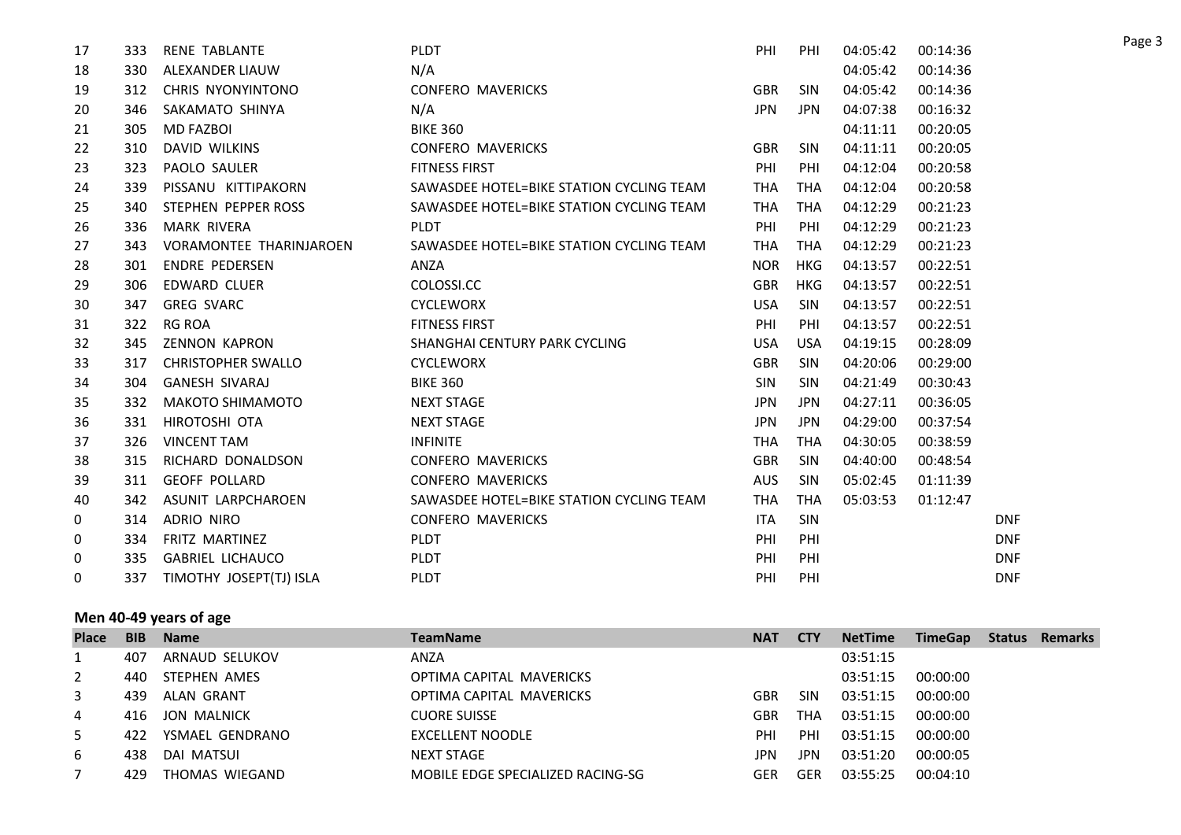| Place | BIB | Name | TeamName | NAT | CTY | NetTime | TimeGap | Status | Remarks |
|---|---|---|---|---|---|---|---|---|---|
| 17 | 333 | RENE TABLANTE | PLDT | PHI | PHI | 04:05:42 | 00:14:36 | | |
| 18 | 330 | ALEXANDER LIAUW | N/A | | | 04:05:42 | 00:14:36 | | |
| 19 | 312 | CHRIS NYONYINTONO | CONFERO MAVERICKS | GBR | SIN | 04:05:42 | 00:14:36 | | |
| 20 | 346 | SAKAMATO SHINYA | N/A | JPN | JPN | 04:07:38 | 00:16:32 | | |
| 21 | 305 | MD FAZBOI | BIKE 360 | | | 04:11:11 | 00:20:05 | | |
| 22 | 310 | DAVID WILKINS | CONFERO MAVERICKS | GBR | SIN | 04:11:11 | 00:20:05 | | |
| 23 | 323 | PAOLO SAULER | FITNESS FIRST | PHI | PHI | 04:12:04 | 00:20:58 | | |
| 24 | 339 | PISSANU KITTIPAKORN | SAWASDEE HOTEL=BIKE STATION CYCLING TEAM | THA | THA | 04:12:04 | 00:20:58 | | |
| 25 | 340 | STEPHEN PEPPER ROSS | SAWASDEE HOTEL=BIKE STATION CYCLING TEAM | THA | THA | 04:12:29 | 00:21:23 | | |
| 26 | 336 | MARK RIVERA | PLDT | PHI | PHI | 04:12:29 | 00:21:23 | | |
| 27 | 343 | VORAMONTEE THARINJAROEN | SAWASDEE HOTEL=BIKE STATION CYCLING TEAM | THA | THA | 04:12:29 | 00:21:23 | | |
| 28 | 301 | ENDRE PEDERSEN | ANZA | NOR | HKG | 04:13:57 | 00:22:51 | | |
| 29 | 306 | EDWARD CLUER | COLOSSI.CC | GBR | HKG | 04:13:57 | 00:22:51 | | |
| 30 | 347 | GREG SVARC | CYCLEWORX | USA | SIN | 04:13:57 | 00:22:51 | | |
| 31 | 322 | RG ROA | FITNESS FIRST | PHI | PHI | 04:13:57 | 00:22:51 | | |
| 32 | 345 | ZENNON KAPRON | SHANGHAI CENTURY PARK CYCLING | USA | USA | 04:19:15 | 00:28:09 | | |
| 33 | 317 | CHRISTOPHER SWALLO | CYCLEWORX | GBR | SIN | 04:20:06 | 00:29:00 | | |
| 34 | 304 | GANESH SIVARAJ | BIKE 360 | SIN | SIN | 04:21:49 | 00:30:43 | | |
| 35 | 332 | MAKOTO SHIMAMOTO | NEXT STAGE | JPN | JPN | 04:27:11 | 00:36:05 | | |
| 36 | 331 | HIROTOSHI OTA | NEXT STAGE | JPN | JPN | 04:29:00 | 00:37:54 | | |
| 37 | 326 | VINCENT TAM | INFINITE | THA | THA | 04:30:05 | 00:38:59 | | |
| 38 | 315 | RICHARD DONALDSON | CONFERO MAVERICKS | GBR | SIN | 04:40:00 | 00:48:54 | | |
| 39 | 311 | GEOFF POLLARD | CONFERO MAVERICKS | AUS | SIN | 05:02:45 | 01:11:39 | | |
| 40 | 342 | ASUNIT LARPCHAROEN | SAWASDEE HOTEL=BIKE STATION CYCLING TEAM | THA | THA | 05:03:53 | 01:12:47 | | |
| 0 | 314 | ADRIO NIRO | CONFERO MAVERICKS | ITA | SIN | | | DNF | |
| 0 | 334 | FRITZ MARTINEZ | PLDT | PHI | PHI | | | DNF | |
| 0 | 335 | GABRIEL LICHAUCO | PLDT | PHI | PHI | | | DNF | |
| 0 | 337 | TIMOTHY JOSEPT(TJ) ISLA | PLDT | PHI | PHI | | | DNF | |

**Men 40-49 years of age**

| Place | BIB | Name | TeamName | NAT | CTY | NetTime | TimeGap | Status | Remarks |
|---|---|---|---|---|---|---|---|---|---|
| 1 | 407 | ARNAUD SELUKOV | ANZA | | | 03:51:15 | | | |
| 2 | 440 | STEPHEN AMES | OPTIMA CAPITAL MAVERICKS | | | 03:51:15 | 00:00:00 | | |
| 3 | 439 | ALAN GRANT | OPTIMA CAPITAL MAVERICKS | GBR | SIN | 03:51:15 | 00:00:00 | | |
| 4 | 416 | JON MALNICK | CUORE SUISSE | GBR | THA | 03:51:15 | 00:00:00 | | |
| 5 | 422 | YSMAEL GENDRANO | EXCELLENT NOODLE | PHI | PHI | 03:51:15 | 00:00:00 | | |
| 6 | 438 | DAI MATSUI | NEXT STAGE | JPN | JPN | 03:51:20 | 00:00:05 | | |
| 7 | 429 | THOMAS WIEGAND | MOBILE EDGE SPECIALIZED RACING-SG | GER | GER | 03:55:25 | 00:04:10 | | |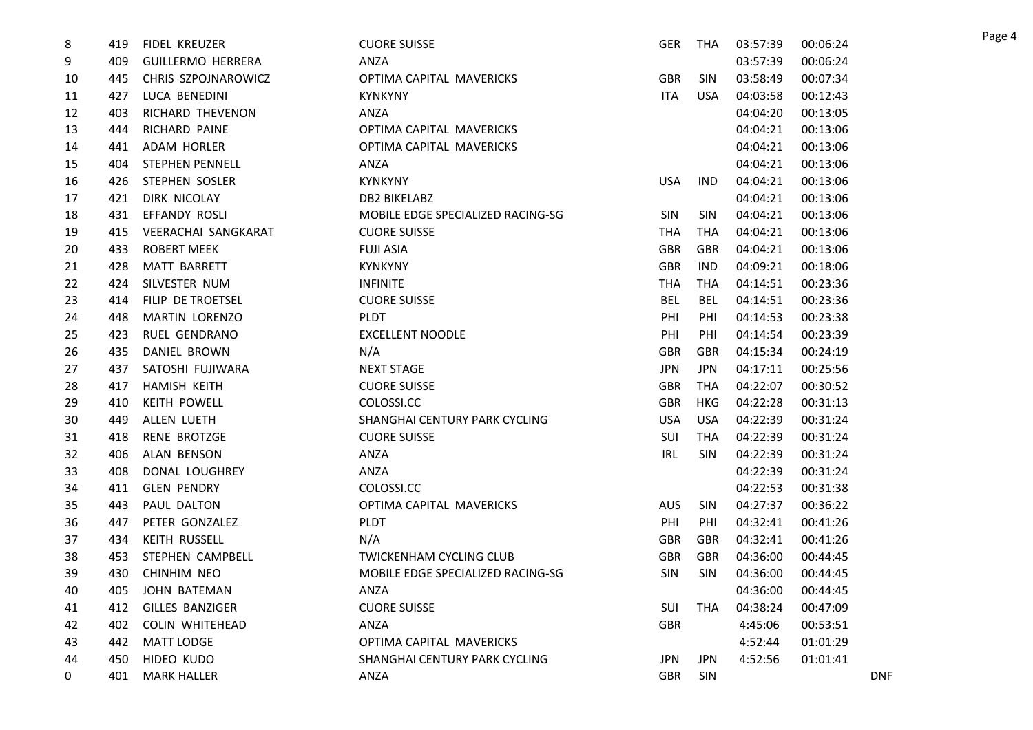| | | | | | | | | |
|---|---|---|---|---|---|---|---|---|
| 8 | 419 | FIDEL KREUZER | CUORE SUISSE | GER | THA | 03:57:39 | 00:06:24 | |
| 9 | 409 | GUILLERMO HERRERA | ANZA | | | 03:57:39 | 00:06:24 | |
| 10 | 445 | CHRIS SZPOJNAROWICZ | OPTIMA CAPITAL MAVERICKS | GBR | SIN | 03:58:49 | 00:07:34 | |
| 11 | 427 | LUCA BENEDINI | KYNKYNY | ITA | USA | 04:03:58 | 00:12:43 | |
| 12 | 403 | RICHARD THEVENON | ANZA | | | 04:04:20 | 00:13:05 | |
| 13 | 444 | RICHARD PAINE | OPTIMA CAPITAL MAVERICKS | | | 04:04:21 | 00:13:06 | |
| 14 | 441 | ADAM HORLER | OPTIMA CAPITAL MAVERICKS | | | 04:04:21 | 00:13:06 | |
| 15 | 404 | STEPHEN PENNELL | ANZA | | | 04:04:21 | 00:13:06 | |
| 16 | 426 | STEPHEN SOSLER | KYNKYNY | USA | IND | 04:04:21 | 00:13:06 | |
| 17 | 421 | DIRK NICOLAY | DB2 BIKELABZ | | | 04:04:21 | 00:13:06 | |
| 18 | 431 | EFFANDY ROSLI | MOBILE EDGE SPECIALIZED RACING-SG | SIN | SIN | 04:04:21 | 00:13:06 | |
| 19 | 415 | VEERACHAI SANGKARAT | CUORE SUISSE | THA | THA | 04:04:21 | 00:13:06 | |
| 20 | 433 | ROBERT MEEK | FUJI ASIA | GBR | GBR | 04:04:21 | 00:13:06 | |
| 21 | 428 | MATT BARRETT | KYNKYNY | GBR | IND | 04:09:21 | 00:18:06 | |
| 22 | 424 | SILVESTER NUM | INFINITE | THA | THA | 04:14:51 | 00:23:36 | |
| 23 | 414 | FILIP DE TROETSEL | CUORE SUISSE | BEL | BEL | 04:14:51 | 00:23:36 | |
| 24 | 448 | MARTIN LORENZO | PLDT | PHI | PHI | 04:14:53 | 00:23:38 | |
| 25 | 423 | RUEL GENDRANO | EXCELLENT NOODLE | PHI | PHI | 04:14:54 | 00:23:39 | |
| 26 | 435 | DANIEL BROWN | N/A | GBR | GBR | 04:15:34 | 00:24:19 | |
| 27 | 437 | SATOSHI FUJIWARA | NEXT STAGE | JPN | JPN | 04:17:11 | 00:25:56 | |
| 28 | 417 | HAMISH KEITH | CUORE SUISSE | GBR | THA | 04:22:07 | 00:30:52 | |
| 29 | 410 | KEITH POWELL | COLOSSI.CC | GBR | HKG | 04:22:28 | 00:31:13 | |
| 30 | 449 | ALLEN LUETH | SHANGHAI CENTURY PARK CYCLING | USA | USA | 04:22:39 | 00:31:24 | |
| 31 | 418 | RENE BROTZGE | CUORE SUISSE | SUI | THA | 04:22:39 | 00:31:24 | |
| 32 | 406 | ALAN BENSON | ANZA | IRL | SIN | 04:22:39 | 00:31:24 | |
| 33 | 408 | DONAL LOUGHREY | ANZA | | | 04:22:39 | 00:31:24 | |
| 34 | 411 | GLEN PENDRY | COLOSSI.CC | | | 04:22:53 | 00:31:38 | |
| 35 | 443 | PAUL DALTON | OPTIMA CAPITAL MAVERICKS | AUS | SIN | 04:27:37 | 00:36:22 | |
| 36 | 447 | PETER GONZALEZ | PLDT | PHI | PHI | 04:32:41 | 00:41:26 | |
| 37 | 434 | KEITH RUSSELL | N/A | GBR | GBR | 04:32:41 | 00:41:26 | |
| 38 | 453 | STEPHEN CAMPBELL | TWICKENHAM CYCLING CLUB | GBR | GBR | 04:36:00 | 00:44:45 | |
| 39 | 430 | CHINHIM NEO | MOBILE EDGE SPECIALIZED RACING-SG | SIN | SIN | 04:36:00 | 00:44:45 | |
| 40 | 405 | JOHN BATEMAN | ANZA | | | 04:36:00 | 00:44:45 | |
| 41 | 412 | GILLES BANZIGER | CUORE SUISSE | SUI | THA | 04:38:24 | 00:47:09 | |
| 42 | 402 | COLIN WHITEHEAD | ANZA | GBR | | 4:45:06 | 00:53:51 | |
| 43 | 442 | MATT LODGE | OPTIMA CAPITAL MAVERICKS | | | 4:52:44 | 01:01:29 | |
| 44 | 450 | HIDEO KUDO | SHANGHAI CENTURY PARK CYCLING | JPN | JPN | 4:52:56 | 01:01:41 | |
| 0 | 401 | MARK HALLER | ANZA | GBR | SIN | | | DNF |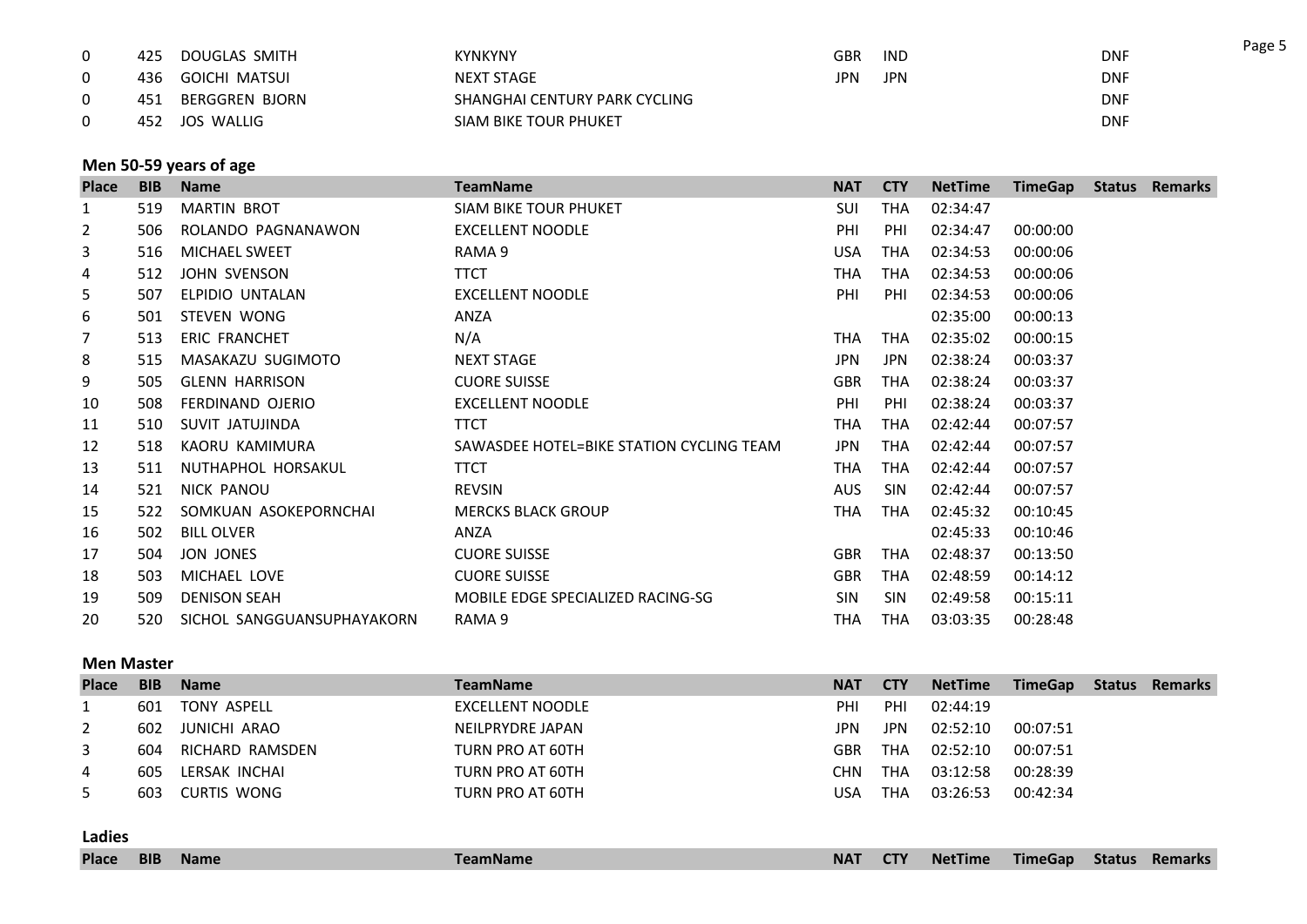| | | | | | | | | | |
|---|---|---|---|---|---|---|---|---|---|
| 0 | 425 | DOUGLAS SMITH | KYNKYNY | GBR | IND | | | DNF | |
| 0 | 436 | GOICHI MATSUI | NEXT STAGE | JPN | JPN | | | DNF | |
| 0 | 451 | BERGGREN BJORN | SHANGHAI CENTURY PARK CYCLING | | | | | DNF | |
| 0 | 452 | JOS WALLIG | SIAM BIKE TOUR PHUKET | | | | | DNF | |

### Men 50-59 years of age

| Place | BIB | Name | TeamName | NAT | CTY | NetTime | TimeGap | Status | Remarks |
|---|---|---|---|---|---|---|---|---|---|
| 1 | 519 | MARTIN BROT | SIAM BIKE TOUR PHUKET | SUI | THA | 02:34:47 | | | |
| 2 | 506 | ROLANDO PAGNANAWON | EXCELLENT NOODLE | PHI | PHI | 02:34:47 | 00:00:00 | | |
| 3 | 516 | MICHAEL SWEET | RAMA 9 | USA | THA | 02:34:53 | 00:00:06 | | |
| 4 | 512 | JOHN SVENSON | TTCT | THA | THA | 02:34:53 | 00:00:06 | | |
| 5 | 507 | ELPIDIO UNTALAN | EXCELLENT NOODLE | PHI | PHI | 02:34:53 | 00:00:06 | | |
| 6 | 501 | STEVEN WONG | ANZA | | | 02:35:00 | 00:00:13 | | |
| 7 | 513 | ERIC FRANCHET | N/A | THA | THA | 02:35:02 | 00:00:15 | | |
| 8 | 515 | MASAKAZU SUGIMOTO | NEXT STAGE | JPN | JPN | 02:38:24 | 00:03:37 | | |
| 9 | 505 | GLENN HARRISON | CUORE SUISSE | GBR | THA | 02:38:24 | 00:03:37 | | |
| 10 | 508 | FERDINAND OJERIO | EXCELLENT NOODLE | PHI | PHI | 02:38:24 | 00:03:37 | | |
| 11 | 510 | SUVIT JATUJINDA | TTCT | THA | THA | 02:42:44 | 00:07:57 | | |
| 12 | 518 | KAORU KAMIMURA | SAWASDEE HOTEL=BIKE STATION CYCLING TEAM | JPN | THA | 02:42:44 | 00:07:57 | | |
| 13 | 511 | NUTHAPHOL HORSAKUL | TTCT | THA | THA | 02:42:44 | 00:07:57 | | |
| 14 | 521 | NICK PANOU | REVSIN | AUS | SIN | 02:42:44 | 00:07:57 | | |
| 15 | 522 | SOMKUAN ASOKEPORNCHAI | MERCKS BLACK GROUP | THA | THA | 02:45:32 | 00:10:45 | | |
| 16 | 502 | BILL OLVER | ANZA | | | 02:45:33 | 00:10:46 | | |
| 17 | 504 | JON JONES | CUORE SUISSE | GBR | THA | 02:48:37 | 00:13:50 | | |
| 18 | 503 | MICHAEL LOVE | CUORE SUISSE | GBR | THA | 02:48:59 | 00:14:12 | | |
| 19 | 509 | DENISON SEAH | MOBILE EDGE SPECIALIZED RACING-SG | SIN | SIN | 02:49:58 | 00:15:11 | | |
| 20 | 520 | SICHOL SANGGUANSUPHAYAKORN | RAMA 9 | THA | THA | 03:03:35 | 00:28:48 | | |

### Men Master

| Place | BIB | Name | TeamName | NAT | CTY | NetTime | TimeGap | Status | Remarks |
|---|---|---|---|---|---|---|---|---|---|
| 1 | 601 | TONY ASPELL | EXCELLENT NOODLE | PHI | PHI | 02:44:19 | | | |
| 2 | 602 | JUNICHI ARAO | NEILPRYDRE JAPAN | JPN | JPN | 02:52:10 | 00:07:51 | | |
| 3 | 604 | RICHARD RAMSDEN | TURN PRO AT 60TH | GBR | THA | 02:52:10 | 00:07:51 | | |
| 4 | 605 | LERSAK INCHAI | TURN PRO AT 60TH | CHN | THA | 03:12:58 | 00:28:39 | | |
| 5 | 603 | CURTIS WONG | TURN PRO AT 60TH | USA | THA | 03:26:53 | 00:42:34 | | |

### Ladies

| Place | BIB | Name | TeamName | NAT | CTY | NetTime | TimeGap | Status | Remarks |
|---|---|---|---|---|---|---|---|---|---|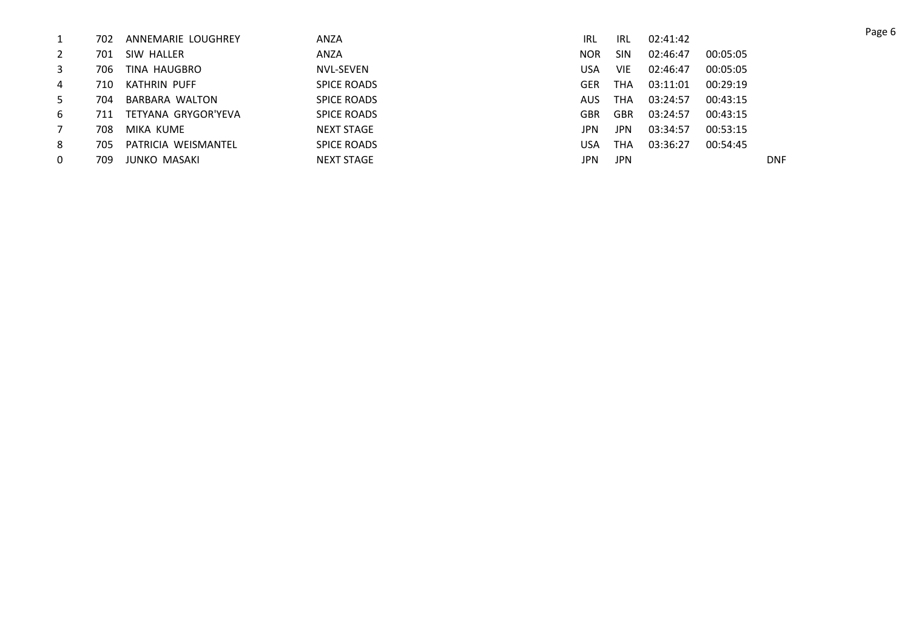| | | | | | | | | | |
|---|---|---|---|---|---|---|---|---|---|
| 1 | 702 | ANNEMARIE LOUGHREY | ANZA | IRL | IRL | 02:41:42 | | |
| 2 | 701 | SIW HALLER | ANZA | NOR | SIN | 02:46:47 | 00:05:05 | |
| 3 | 706 | TINA HAUGBRO | NVL-SEVEN | USA | VIE | 02:46:47 | 00:05:05 | |
| 4 | 710 | KATHRIN PUFF | SPICE ROADS | GER | THA | 03:11:01 | 00:29:19 | |
| 5 | 704 | BARBARA WALTON | SPICE ROADS | AUS | THA | 03:24:57 | 00:43:15 | |
| 6 | 711 | TETYANA GRYGOR'YEVA | SPICE ROADS | GBR | GBR | 03:24:57 | 00:43:15 | |
| 7 | 708 | MIKA KUME | NEXT STAGE | JPN | JPN | 03:34:57 | 00:53:15 | |
| 8 | 705 | PATRICIA WEISMANTEL | SPICE ROADS | USA | THA | 03:36:27 | 00:54:45 | |
| 0 | 709 | JUNKO MASAKI | NEXT STAGE | JPN | JPN | | | DNF |